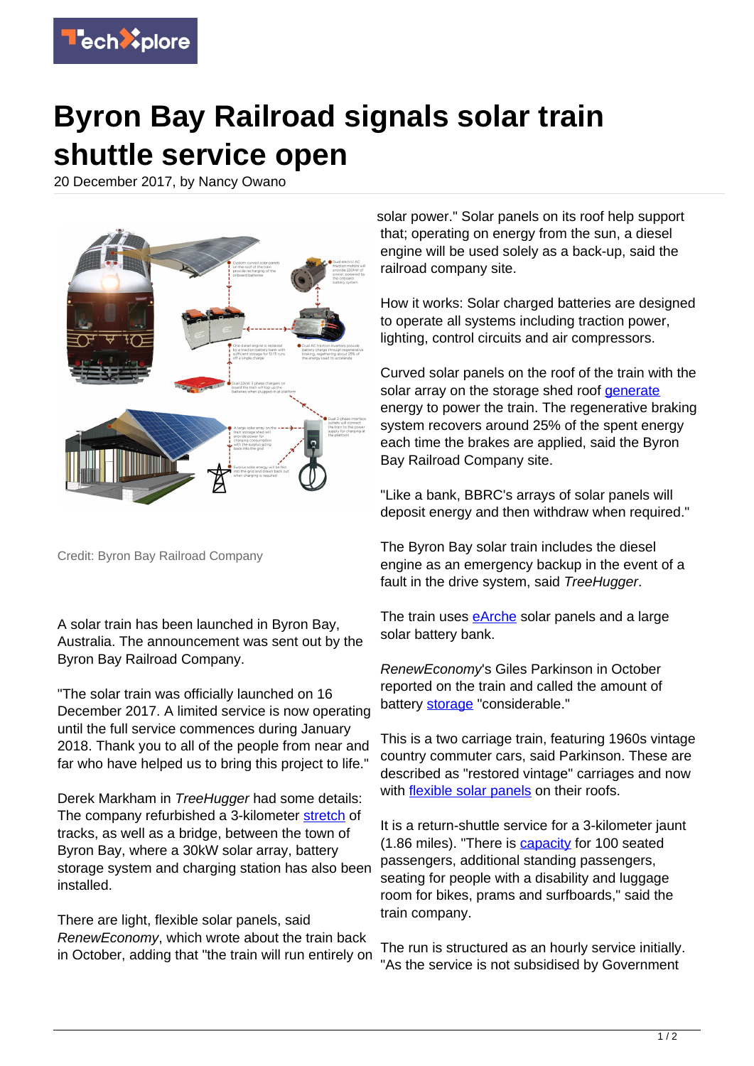# Byron Bay Railroad signals solar train shuttle service open

20 December 2017, by Nancy Owano

Credit: Byron Bay Railroad Company

A solar train has been launched in Byron Bay, Australia. The announcement was sent out by the Byron Bay Railroad Company.

"The solar train was officially launched on 16 December 2017. A limited service is now operating until the full service commences during January 2018. Thank you to all of the people from near and far who have helped us to bring this project to life."

Derek Markham in *TreeHugger* had some details: The company refurbished a 3-kilometer stretch of tracks, as well as a bridge, between the town of Byron Bay, where a 30kW solar array, battery storage system and charging station has also been installed.

There are light, flexible solar panels, said *RenewEconomy*, which wrote about the train back in October, adding that "the train will run entirely on solar power." Solar panels on its roof help support that; operating on energy from the sun, a diesel engine will be used solely as a back-up, said the railroad company site.

How it works: Solar charged batteries are designed to operate all systems including traction power, lighting, control circuits and air compressors.

Curved solar panels on the roof of the train with the solar array on the storage shed roof generate energy to power the train. The regenerative braking system recovers around 25% of the spent energy each time the brakes are applied, said the Byron Bay Railroad Company site.

"Like a bank, BBRC's arrays of solar panels will deposit energy and then withdraw when required."

The Byron Bay solar train includes the diesel engine as an emergency backup in the event of a fault in the drive system, said *TreeHugger*.

The train uses eArche solar panels and a large solar battery bank.

*RenewEconomy*'s Giles Parkinson in October reported on the train and called the amount of battery storage "considerable."

This is a two carriage train, featuring 1960s vintage country commuter cars, said Parkinson. These are described as "restored vintage" carriages and now with flexible solar panels on their roofs.

It is a return-shuttle service for a 3-kilometer jaunt (1.86 miles). "There is capacity for 100 seated passengers, additional standing passengers, seating for people with a disability and luggage room for bikes, prams and surfboards," said the train company.

The run is structured as an hourly service initially. "As the service is not subsidised by Government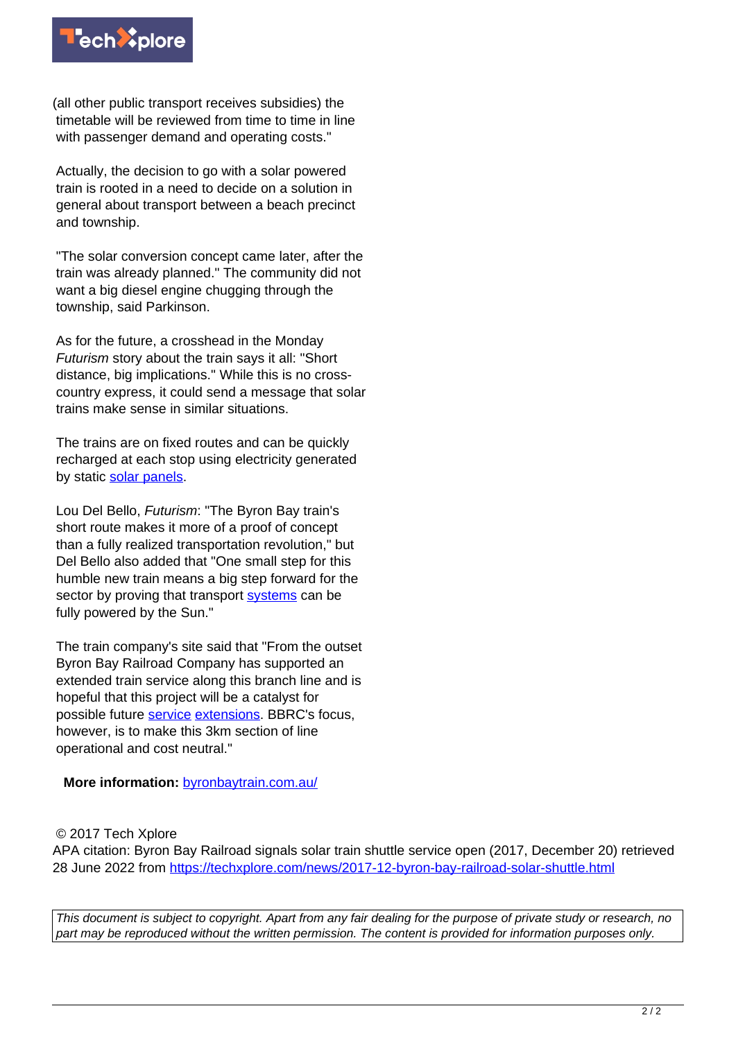(all other public transport receives subsidies) the timetable will be reviewed from time to time in line with passenger demand and operating costs."

Actually, the decision to go with a solar powered train is rooted in a need to decide on a solution in general about transport between a beach precinct and township.

"The solar conversion concept came later, after the train was already planned." The community did not want a big diesel engine chugging through the township, said Parkinson.

As for the future, a crosshead in the Monday *Futurism* story about the train says it all: "Short distance, big implications." While this is no cross-country express, it could send a message that solar trains make sense in similar situations.

The trains are on fixed routes and can be quickly recharged at each stop using electricity generated by static solar panels.

Lou Del Bello, *Futurism*: "The Byron Bay train's short route makes it more of a proof of concept than a fully realized transportation revolution," but Del Bello also added that "One small step for this humble new train means a big step forward for the sector by proving that transport systems can be fully powered by the Sun."

The train company's site said that "From the outset Byron Bay Railroad Company has supported an extended train service along this branch line and is hopeful that this project will be a catalyst for possible future service extensions. BBRC's focus, however, is to make this 3km section of line operational and cost neutral."

**More information:** byronbaytrain.com.au/

© 2017 Tech Xplore

APA citation: Byron Bay Railroad signals solar train shuttle service open (2017, December 20) retrieved 28 June 2022 from https://techxplore.com/news/2017-12-byron-bay-railroad-solar-shuttle.html

*This document is subject to copyright. Apart from any fair dealing for the purpose of private study or research, no part may be reproduced without the written permission. The content is provided for information purposes only.*